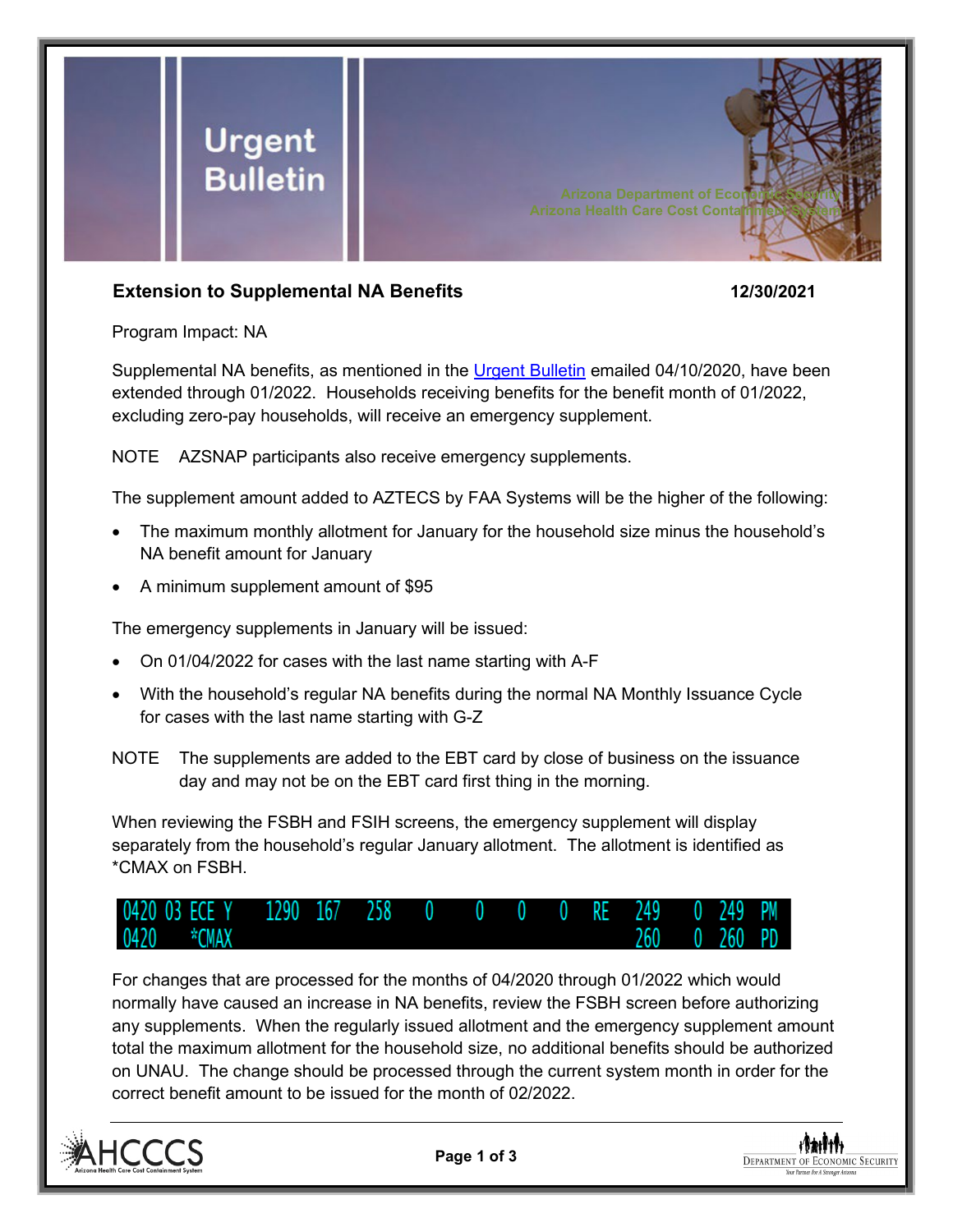# Urgent Bulletin

Arizona Department of Economic Security
Arizona Health Care Cost Containment System

**Extension to Supplemental NA Benefits** **12/30/2021**

Program Impact: NA

Supplemental NA benefits, as mentioned in the Urgent Bulletin emailed 04/10/2020, have been extended through 01/2022. Households receiving benefits for the benefit month of 01/2022, excluding zero-pay households, will receive an emergency supplement.

NOTE AZSNAP participants also receive emergency supplements.

The supplement amount added to AZTECS by FAA Systems will be the higher of the following:

- The maximum monthly allotment for January for the household size minus the household's NA benefit amount for January
- A minimum supplement amount of $95

The emergency supplements in January will be issued:

- On 01/04/2022 for cases with the last name starting with A-F
- With the household's regular NA benefits during the normal NA Monthly Issuance Cycle for cases with the last name starting with G-Z

NOTE The supplements are added to the EBT card by close of business on the issuance day and may not be on the EBT card first thing in the morning.

When reviewing the FSBH and FSIH screens, the emergency supplement will display separately from the household's regular January allotment. The allotment is identified as *CMAX on FSBH.

```
0420 03 ECE Y   1290  167   258   0    0    0    0   RE   249    0  249  PM
0420    *CMAX                                           260    0  260  PD
```

For changes that are processed for the months of 04/2020 through 01/2022 which would normally have caused an increase in NA benefits, review the FSBH screen before authorizing any supplements. When the regularly issued allotment and the emergency supplement amount total the maximum allotment for the household size, no additional benefits should be authorized on UNAU. The change should be processed through the current system month in order for the correct benefit amount to be issued for the month of 02/2022.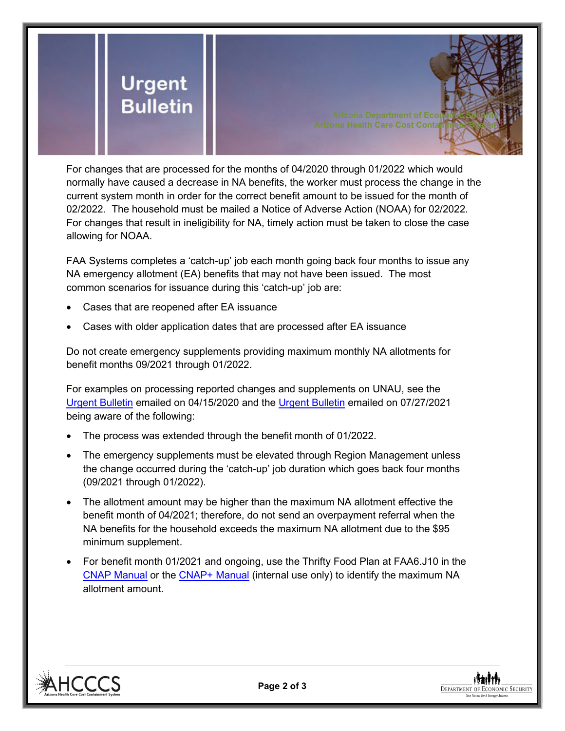For changes that are processed for the months of 04/2020 through 01/2022 which would normally have caused a decrease in NA benefits, the worker must process the change in the current system month in order for the correct benefit amount to be issued for the month of 02/2022. The household must be mailed a Notice of Adverse Action (NOAA) for 02/2022. For changes that result in ineligibility for NA, timely action must be taken to close the case allowing for NOAA.

FAA Systems completes a 'catch-up' job each month going back four months to issue any NA emergency allotment (EA) benefits that may not have been issued. The most common scenarios for issuance during this 'catch-up' job are:

- Cases that are reopened after EA issuance
- Cases with older application dates that are processed after EA issuance

Do not create emergency supplements providing maximum monthly NA allotments for benefit months 09/2021 through 01/2022.

For examples on processing reported changes and supplements on UNAU, see the Urgent Bulletin emailed on 04/15/2020 and the Urgent Bulletin emailed on 07/27/2021 being aware of the following:

- The process was extended through the benefit month of 01/2022.
- The emergency supplements must be elevated through Region Management unless the change occurred during the 'catch-up' job duration which goes back four months (09/2021 through 01/2022).
- The allotment amount may be higher than the maximum NA allotment effective the benefit month of 04/2021; therefore, do not send an overpayment referral when the NA benefits for the household exceeds the maximum NA allotment due to the $95 minimum supplement.
- For benefit month 01/2021 and ongoing, use the Thrifty Food Plan at FAA6.J10 in the CNAP Manual or the CNAP+ Manual (internal use only) to identify the maximum NA allotment amount.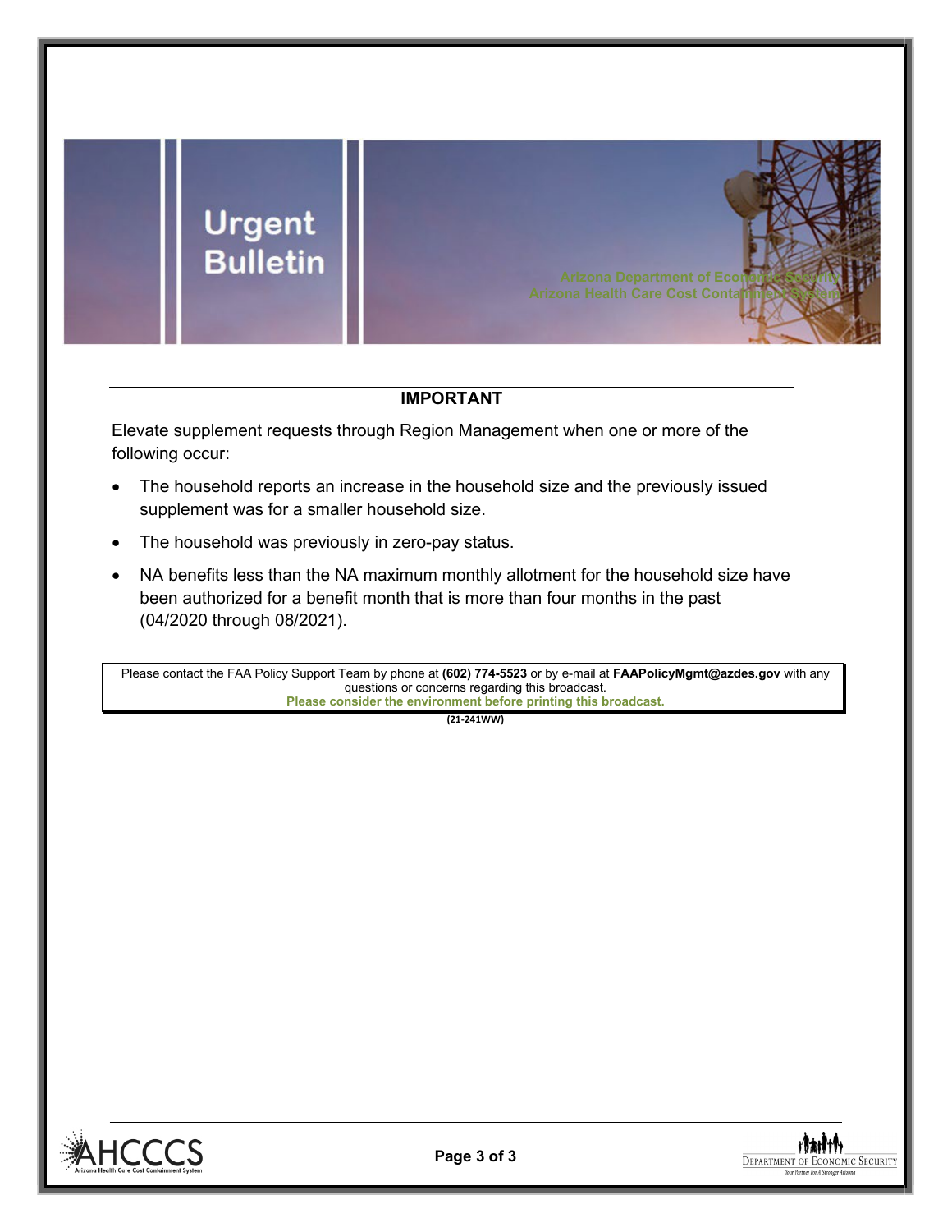**IMPORTANT**

Elevate supplement requests through Region Management when one or more of the following occur:

- The household reports an increase in the household size and the previously issued supplement was for a smaller household size.
- The household was previously in zero-pay status.
- NA benefits less than the NA maximum monthly allotment for the household size have been authorized for a benefit month that is more than four months in the past (04/2020 through 08/2021).

Please contact the FAA Policy Support Team by phone at **(602) 774-5523** or by e-mail at **FAAPolicyMgmt@azdes.gov** with any questions or concerns regarding this broadcast.
**Please consider the environment before printing this broadcast.**

**(21-241WW)**